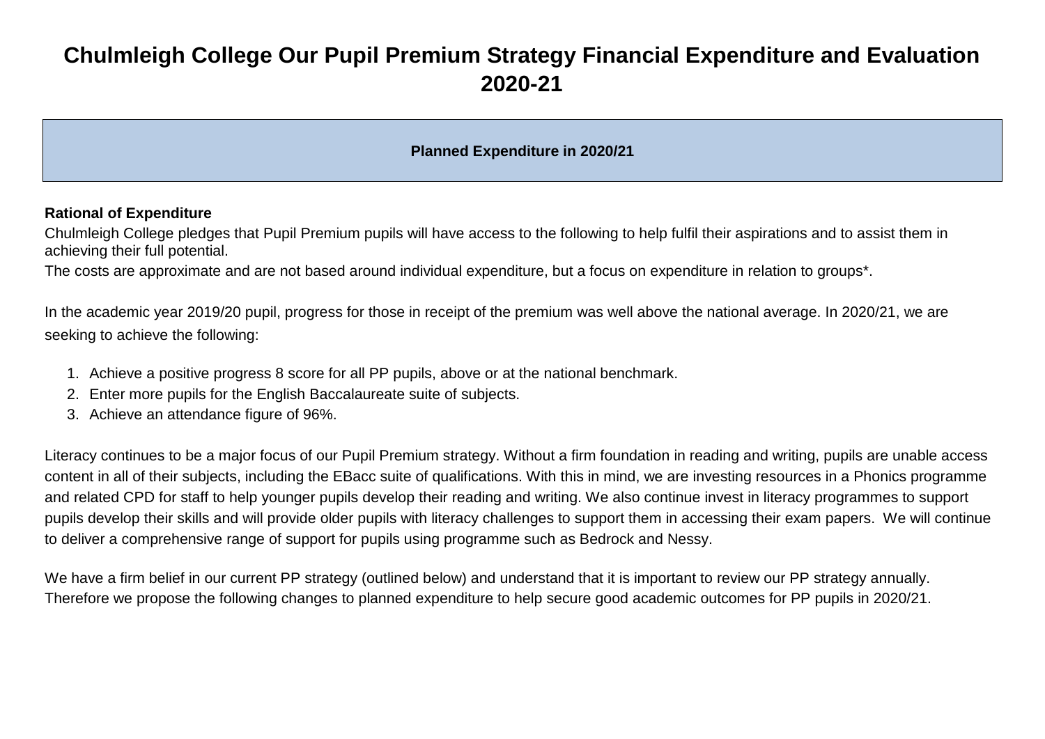# Chulmleigh College Our Pupil Premium Strategy Financial Expenditure and Evaluation 2020-21

## Planned Expenditure in 2020/21

**Rational of Expenditure**

Chulmleigh College pledges that Pupil Premium pupils will have access to the following to help fulfil their aspirations and to assist them in achieving their full potential.

The costs are approximate and are not based around individual expenditure, but a focus on expenditure in relation to groups*.

In the academic year 2019/20 pupil, progress for those in receipt of the premium was well above the national average. In 2020/21, we are seeking to achieve the following:

1. Achieve a positive progress 8 score for all PP pupils, above or at the national benchmark.
2. Enter more pupils for the English Baccalaureate suite of subjects.
3. Achieve an attendance figure of 96%.

Literacy continues to be a major focus of our Pupil Premium strategy. Without a firm foundation in reading and writing, pupils are unable access content in all of their subjects, including the EBacc suite of qualifications. With this in mind, we are investing resources in a Phonics programme and related CPD for staff to help younger pupils develop their reading and writing. We also continue invest in literacy programmes to support pupils develop their skills and will provide older pupils with literacy challenges to support them in accessing their exam papers. We will continue to deliver a comprehensive range of support for pupils using programme such as Bedrock and Nessy.

We have a firm belief in our current PP strategy (outlined below) and understand that it is important to review our PP strategy annually. Therefore we propose the following changes to planned expenditure to help secure good academic outcomes for PP pupils in 2020/21.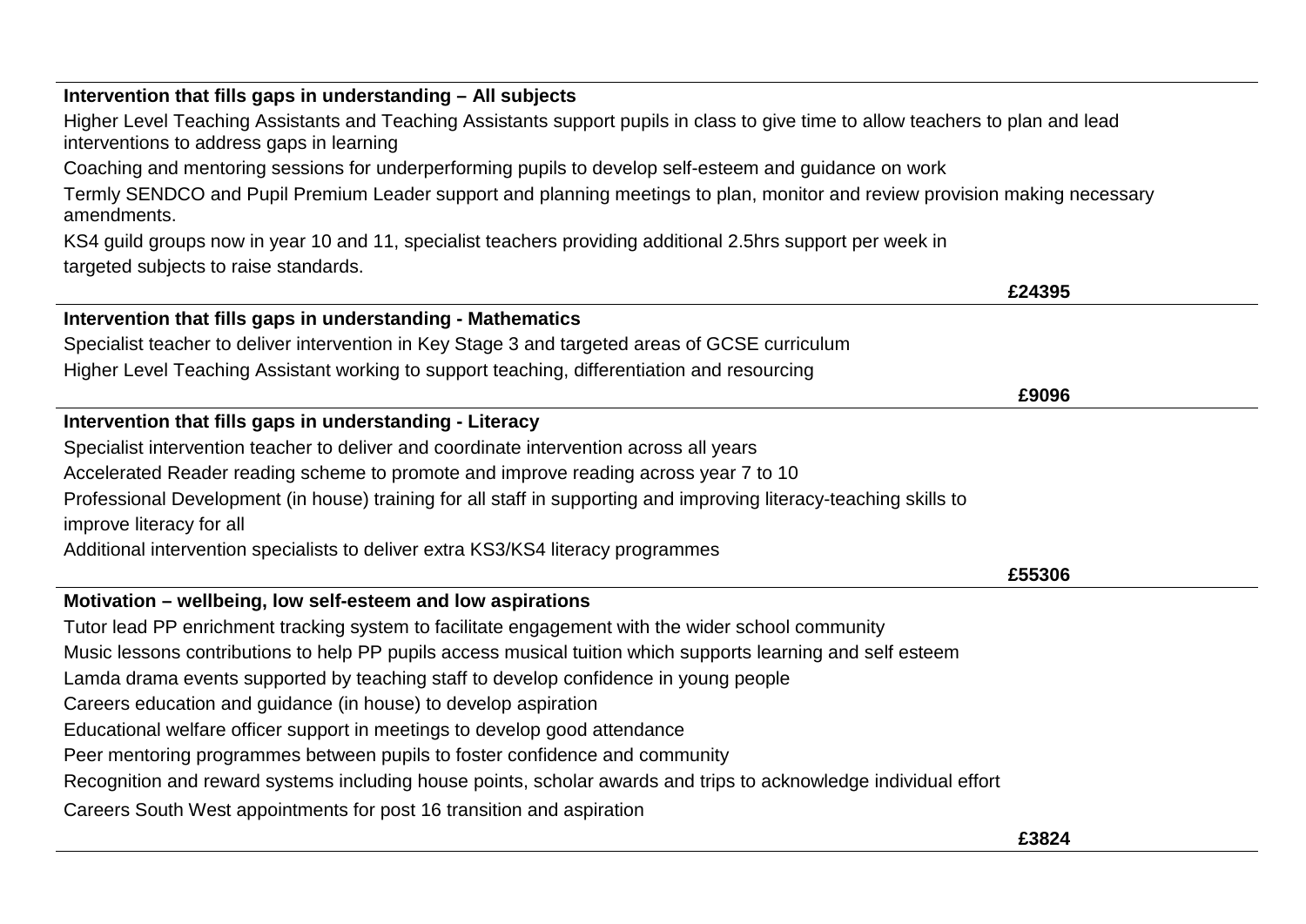**Intervention that fills gaps in understanding – All subjects**

Higher Level Teaching Assistants and Teaching Assistants support pupils in class to give time to allow teachers to plan and lead interventions to address gaps in learning

Coaching and mentoring sessions for underperforming pupils to develop self-esteem and guidance on work

Termly SENDCO and Pupil Premium Leader support and planning meetings to plan, monitor and review provision making necessary amendments.

KS4 guild groups now in year 10 and 11, specialist teachers providing additional 2.5hrs support per week in targeted subjects to raise standards.

**£24395**

**Intervention that fills gaps in understanding - Mathematics**

Specialist teacher to deliver intervention in Key Stage 3 and targeted areas of GCSE curriculum

Higher Level Teaching Assistant working to support teaching, differentiation and resourcing

**£9096**

**Intervention that fills gaps in understanding - Literacy**

Specialist intervention teacher to deliver and coordinate intervention across all years

Accelerated Reader reading scheme to promote and improve reading across year 7 to 10

Professional Development (in house) training for all staff in supporting and improving literacy-teaching skills to improve literacy for all

Additional intervention specialists to deliver extra KS3/KS4 literacy programmes

**£55306**

**Motivation – wellbeing, low self-esteem and low aspirations**

Tutor lead PP enrichment tracking system to facilitate engagement with the wider school community

Music lessons contributions to help PP pupils access musical tuition which supports learning and self esteem

Lamda drama events supported by teaching staff to develop confidence in young people

Careers education and guidance (in house) to develop aspiration

Educational welfare officer support in meetings to develop good attendance

Peer mentoring programmes between pupils to foster confidence and community

Recognition and reward systems including house points, scholar awards and trips to acknowledge individual effort

Careers South West appointments for post 16 transition and aspiration

**£3824**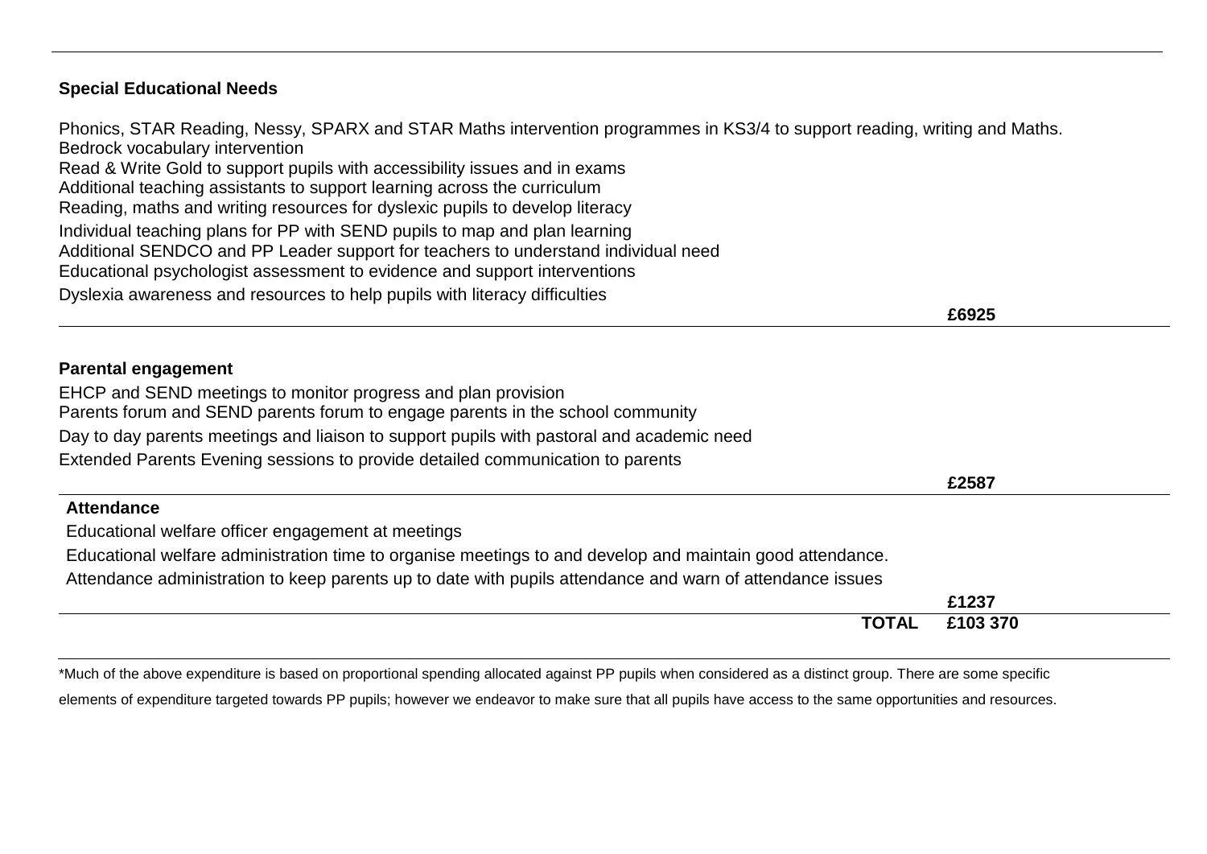**Special Educational Needs**

Phonics, STAR Reading, Nessy, SPARX and STAR Maths intervention programmes in KS3/4 to support reading, writing and Maths.
Bedrock vocabulary intervention
Read & Write Gold to support pupils with accessibility issues and in exams
Additional teaching assistants to support learning across the curriculum
Reading, maths and writing resources for dyslexic pupils to develop literacy
Individual teaching plans for PP with SEND pupils to map and plan learning
Additional SENDCO and PP Leader support for teachers to understand individual need
Educational psychologist assessment to evidence and support interventions
Dyslexia awareness and resources to help pupils with literacy difficulties

**£6925**

---

**Parental engagement**

EHCP and SEND meetings to monitor progress and plan provision
Parents forum and SEND parents forum to engage parents in the school community
Day to day parents meetings and liaison to support pupils with pastoral and academic need
Extended Parents Evening sessions to provide detailed communication to parents

**£2587**

---

**Attendance**

Educational welfare officer engagement at meetings
Educational welfare administration time to organise meetings to and develop and maintain good attendance.
Attendance administration to keep parents up to date with pupils attendance and warn of attendance issues

**£1237**

---

**TOTAL £103 370**

---

*Much of the above expenditure is based on proportional spending allocated against PP pupils when considered as a distinct group. There are some specific elements of expenditure targeted towards PP pupils; however we endeavor to make sure that all pupils have access to the same opportunities and resources.